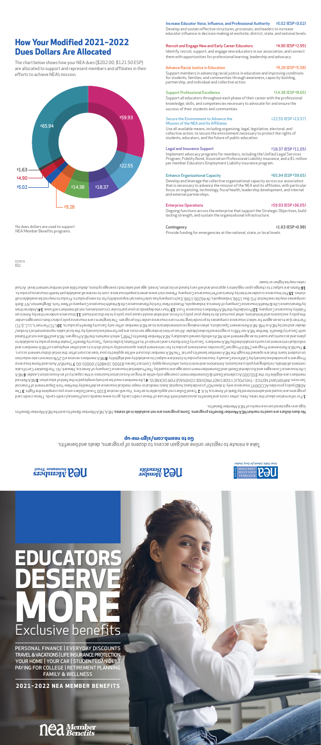# How Your Modified 2021–2022 Dues Dollars Are Allocated

The chart below shows how your NEA dues ($202.00; $121.50 ESP) are allocated to support and represent members and affiliates in their efforts to achieve NEA's mission.

No dues dollars are used to support NEA Member Benefits programs.

**Increase Educator Voice, Influence, and Professional Authority** $5.02 (ESP $3.02)
Develop and sustain effective structures, processes, and leaders to increase educator influence in decision-making at worksite, district, state, and national levels.

**Recruit and Engage New and Early Career Educators** $4.90 (ESP $2.95)
Identify, recruit, support, and engage new educators in our association, and connect them with opportunities for professional learning, leadership and advocacy.

**Advance Racial Justice in Education** $9.28 (ESP $5.58)
Support members in advancing racial justice in education and improving conditions for students, families, and communities through awareness, capacity-building, partnership, and individual and collective action.

**Support Professional Excellence** $14.38 (ESP $8.65)
Support all educators throughout each phase of their career with the professional knowledge, skills, and competencies necessary to advocate for and ensure the success of their students and communities.

**Secure the Environment to Advance the Mission of the NEA and Its Affiliates** $22.55 (ESP $13.57)
Use all available means, including organizing, legal, legislative, electoral, and collective action, to secure the environment necessary to protect the rights of students, educators, and the future of public education.

**Legal and Insurance Support** $18.37 (ESP $11.05)
Implement advocacy programs for members, including the Unified Legal Services Program, Fidelity Bond, Association Professional Liability insurance, and a $1 million per member Educators Employment Liability insurance program.

**Enhance Organizational Capacity** $65.94 (ESP $39.65)
Develop and leverage the collective organizational capacity across our association that is necessary to advance the mission of the NEA and its affiliates, with particular focus on organizing, technology, fiscal health, leadership development, and internal and external partnerships.

**Enterprise Operations** $59.93 (ESP $36.05)
Ongoing functions across the enterprise that support the Strategic Objectives, build lasting strength, and sustain the organizational infrastructure.

**Contingency** $1.63 (ESP $0.98)
Provide funding for emergencies at the national, state, or local levels.

Take a minute to register online and gain access to dozens of programs, deals and benefits.

**Go to neamb.com/sign-up**

**No dues dollars are used to market NEA Member Benefits programs. Some programs are not available in all states.** NEA, NEA Member Benefits and the NEA Member Benefits logo are registered service marks of NEA Member Benefits.

**1** For information about the rates, fees, other costs and benefits associated with the use of these credit cards, go to www.neamb.com/finance/credit-cards. These credit card programs are issued and administered by Bank of America, N.A. **2** Travel Dollars not applicable to airfare. You will receive $100 Travel Dollars once you complete the flight. **3** The AD&D policy provides ACCIDENT insurance only. It does NOT provide basic hospital, basic medical or major medical insurance as defined by the New York Department of Financial Services. IMPORTANT NOTICE - THIS POLICY DOES NOT PROVIDE COVERAGE FOR SICKNESS. **4** Life members must be actively employed in the field of education. **5** NEA Retired members are eligible for the $50,000 Accidental Death & Dismemberment coverage only while acting on Association business in the capacity of an Association Leader. **6** NEA Life Insurance Coverage and Accidental Death and Dismemberment coverage are issued by The Prudential Insurance Company of America, Newark, NJ. The Booklet-Certificate contains all details, including any policy exclusions, limitations and restrictions, which may apply. Contract Series: 83500. 1048057-00001-00 **7** The NEA Auto and Home Insurance Program is provided exclusively by California Casualty. Insurance products listed are subject to availability and eligibility. **8** NEA members receive a 0.25% interest rate reduction on student loans that are opened through the NEA member benefits portal. The NEA member discount will be applied to your loan account after the initial disbursement occurs. **9** The NEA Retirement Program ("NEA Program") provides investment products for retirement plans sponsored by school districts and other employers of NEA members and individual retirement accounts established by NEA members. Security Distributors and certain of its affiliates (collectively, "Security Benefit") make these products available to plans and accounts pursuant to an agreement with NEA's wholly owned subsidiary, NEA Member Benefits ("MB"), which markets the NEA Program. NEA and MB are not affiliated with Security Benefit. Neither NEA nor MB is a registered broker/dealer. All securities brokerage services are performed exclusively by the local sales representative's broker/dealer and not by NEA or MB. NEA Retirement Specialists, when making recommendations to an NEA member, offer only Security Benefit products. **10** LTCI Partners, LLC (LTCI Partners) acts as an agent for select insurance companies to provide long-term care insurance under this program. The long-term care insurance policy describes coverage under the policy, exclusions and limitations, what you must do to keep your policy in force, and what would cause your policy to be discontinued. **11** Insurance underwritten by American Fidelity Assurance Company. **12** Provided by the NEA Members Insurance Trust. **13** Your rate depends on your particular circumstances, not all members will save. **14** Underwritten by Renaissance Life & Health Insurance Company of America, Indianapolis, IN and in New York by Renaissance Life & Health Insurance Company of New York, Binghamton, NY. Both companies may be reached at: P.O. Box 1596, Indianapolis, IN 46206-1596. Each company has sole financial responsibility for its own products. Products may not be available in all states. **15** Pet Insurance is underwritten by American Pet Insurance Company. Please visit www.americanpetinsurance.com to review all available pet health insurance products. **16** Rates are subject to change upon regulatory approval and will vary based on location, breed, age and selected coverage options, deductible and reimbursement level. Actual rates may be higher or lower.

NZ412
207

# EDUCATORS DESERVE MORE

## Exclusive benefits

PERSONAL FINANCE | EVERYDAY DISCOUNTS
TRAVEL & VACATIONS | LIFE INSURANCE PROTECTION
YOUR HOME | YOUR CAR | STUDENT LOAN DEBT
PAYING FOR COLLEGE | RETIREMENT PLANNING
FAMILY & WELLNESS

**2021–2022 NEA MEMBER BENEFITS**

nea Member Benefits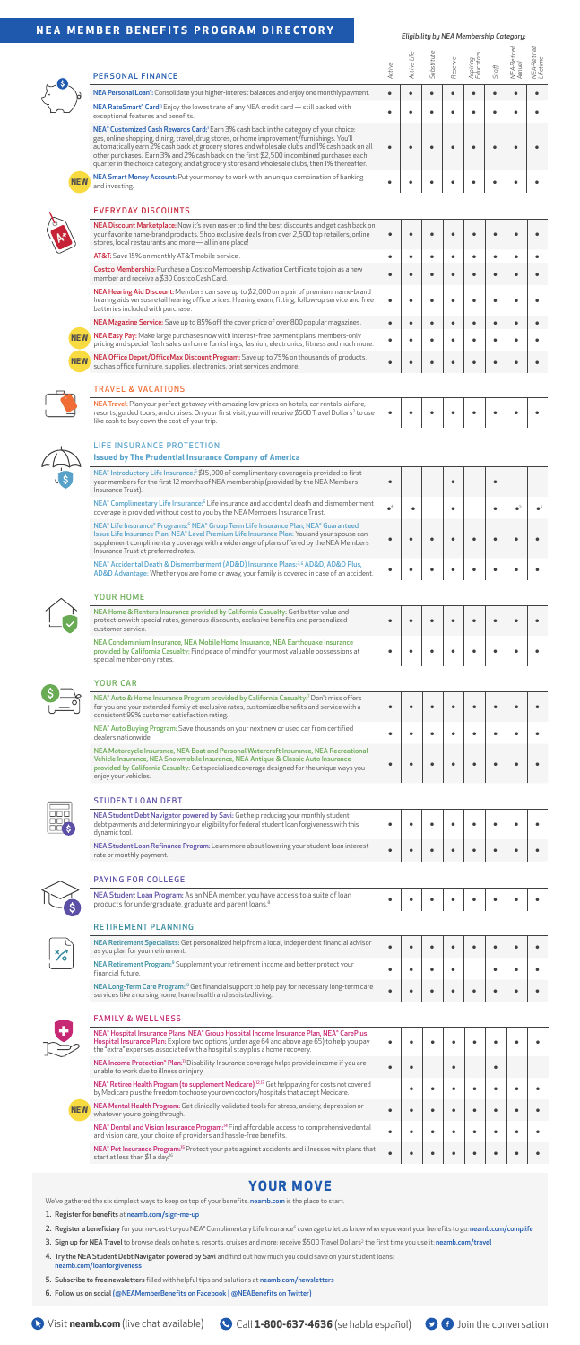# NEA MEMBER BENEFITS PROGRAM DIRECTORY

*Eligibility by NEA Membership Category:*

## PERSONAL FINANCE

| | Active | Active Life | Substitute | Reserve | Aspiring Educators | Staff | NEA-Retired Annual | NEA-Retired Lifetime |
|---|---|---|---|---|---|---|---|---|
| **NEA Personal Loan**[1]: Consolidate your higher-interest balances and enjoy one monthly payment. | • | • | • | • | • | • | • | • |
| **NEA RateSmart® Card:**[2] Enjoy the lowest rate of any NEA credit card — still packed with exceptional features and benefits. | • | • | • | • | • | • | • | • |
| **NEA® Customized Cash Rewards Card:**[2] Earn 3% cash back in the category of your choice: gas, online shopping, dining, travel, drug stores, or home improvement/furnishings. You'll automatically earn 2% cash back at grocery stores and wholesale clubs and 1% cash back on all other purchases. Earn 3% and 2% cash back on the first $2,500 in combined purchases each quarter in the choice category, and at grocery stores and wholesale clubs, then 1% thereafter. | • | • | • | • | • | • | • | • |
| NEW **NEA Smart Money Account:** Put your money to work with an unique combination of banking and investing. | • | • | • | • | • | • | • | • |

## EVERYDAY DISCOUNTS

| | Active | Active Life | Substitute | Reserve | Aspiring Educators | Staff | NEA-Retired Annual | NEA-Retired Lifetime |
|---|---|---|---|---|---|---|---|---|
| **NEA Discount Marketplace:** Now it's even easier to find the best discounts and get cash back on your favorite name-brand products. Shop exclusive deals from over 2,500 top retailers, online stores, local restaurants and more — all in one place! | • | • | • | • | • | • | • | • |
| **AT&T:** Save 15% on monthly AT&T mobile service . | • | • | • | • | • | • | • | • |
| **Costco Membership:** Purchase a Costco Membership Activation Certificate to join as a new member and receive a $30 Costco Cash Card. | • | • | • | • | • | • | • | • |
| **NEA Hearing Aid Discount:** Members can save up to $2,000 on a pair of premium, name-brand hearing aids versus retail hearing office prices. Hearing exam, fitting, follow-up service and free batteries included with purchase. | • | • | • | • | • | • | • | • |
| **NEA Magazine Service:** Save up to 85% off the cover price of over 800 popular magazines. | • | • | • | • | • | • | • | • |
| NEW **NEA Easy Pay:** Make large purchases now with interest-free payment plans, members-only pricing and special flash sales on home furnishings, fashion, electronics, fitness and much more. | • | • | • | • | • | • | • | • |
| NEW **NEA Office Depot/OfficeMax Discount Program:** Save up to 75% on thousands of products, such as office furniture, supplies, electronics, print services and more. | • | • | • | • | • | • | • | • |

## TRAVEL & VACATIONS

| | Active | Active Life | Substitute | Reserve | Aspiring Educators | Staff | NEA-Retired Annual | NEA-Retired Lifetime |
|---|---|---|---|---|---|---|---|---|
| **NEA Travel:** Plan your perfect getaway with amazing low prices on hotels, car rentals, airfare, resorts, guided tours, and cruises. On your first visit, you will receive $500 Travel Dollars[3] to use like cash to buy down the cost of your trip. | • | • | • | • | • | • | • | • |

## LIFE INSURANCE PROTECTION

**Issued by The Prudential Insurance Company of America**

| | Active | Active Life | Substitute | Reserve | Aspiring Educators | Staff | NEA-Retired Annual | NEA-Retired Lifetime |
|---|---|---|---|---|---|---|---|---|
| **NEA® Introductory Life Insurance:**[4] $15,000 of complimentary coverage is provided to first-year members for the first 12 months of NEA membership (provided by the NEA Members Insurance Trust). | • | | | • | | • | | |
| **NEA® Complimentary Life Insurance:**[4] Life insurance and accidental death and dismemberment coverage is provided without cost to you by the NEA Members Insurance Trust. | •[4] | • | | • | | • | •[5] | •[5] |
| **NEA® Life Insurance® Programs:**[4] NEA® Group Term Life Insurance Plan, NEA® Guaranteed Issue Life Insurance Plan, NEA® Level Premium Life Insurance Plan: You and your spouse can supplement complimentary coverage with a wide range of plans offered by the NEA Members Insurance Trust at preferred rates. | • | • | • | • | • | • | • | • |
| **NEA® Accidental Death & Dismemberment (AD&D) Insurance Plans:**[4,6] AD&D, AD&D Plus, AD&D Advantage: Whether you are home or away, your family is covered in case of an accident. | • | • | • | • | • | • | • | • |

## YOUR HOME

| | Active | Active Life | Substitute | Reserve | Aspiring Educators | Staff | NEA-Retired Annual | NEA-Retired Lifetime |
|---|---|---|---|---|---|---|---|---|
| **NEA Home & Renters Insurance provided by California Casualty:** Get better value and protection with special rates, generous discounts, exclusive benefits and personalized customer service. | • | • | • | • | • | • | • | • |
| **NEA Condominium Insurance, NEA Mobile Home Insurance, NEA Earthquake Insurance provided by California Casualty:** Find peace of mind for your most valuable possessions at special member-only rates. | • | • | • | • | • | • | • | • |

## YOUR CAR

| | Active | Active Life | Substitute | Reserve | Aspiring Educators | Staff | NEA-Retired Annual | NEA-Retired Lifetime |
|---|---|---|---|---|---|---|---|---|
| **NEA® Auto & Home Insurance Program provided by California Casualty:**[7] Don't miss offers for you and your extended family at exclusive rates, customized benefits and service with a consistent 99% customer satisfaction rating. | • | • | • | • | • | • | • | • |
| **NEA® Auto Buying Program:** Save thousands on your next new or used car from certified dealers nationwide. | • | • | • | • | • | • | • | • |
| **NEA Motorcycle Insurance, NEA Boat and Personal Watercraft Insurance, NEA Recreational Vehicle Insurance, NEA Snowmobile Insurance, NEA Antique & Classic Auto Insurance provided by California Casualty:** Get specialized coverage designed for the unique ways you enjoy your vehicles. | • | • | • | • | • | • | • | • |

## STUDENT LOAN DEBT

| | Active | Active Life | Substitute | Reserve | Aspiring Educators | Staff | NEA-Retired Annual | NEA-Retired Lifetime |
|---|---|---|---|---|---|---|---|---|
| **NEA Student Debt Navigator powered by Savi:** Get help reducing your monthly student debt payments and determining your eligibility for federal student loan forgiveness with this dynamic tool. | • | • | • | • | • | • | • | • |
| **NEA Student Loan Refinance Program:** Learn more about lowering your student loan interest rate or monthly payment. | • | • | • | • | • | • | • | • |

## PAYING FOR COLLEGE

| | Active | Active Life | Substitute | Reserve | Aspiring Educators | Staff | NEA-Retired Annual | NEA-Retired Lifetime |
|---|---|---|---|---|---|---|---|---|
| **NEA Student Loan Program:** As an NEA member, you have access to a suite of loan products for undergraduate, graduate and parent loans.[8] | • | • | • | • | • | • | • | • |

## RETIREMENT PLANNING

| | Active | Active Life | Substitute | Reserve | Aspiring Educators | Staff | NEA-Retired Annual | NEA-Retired Lifetime |
|---|---|---|---|---|---|---|---|---|
| **NEA Retirement Specialists:** Get personalized help from a local, independent financial advisor as you plan for your retirement. | • | • | • | • | • | • | • | • |
| **NEA Retirement Program:**[9] Supplement your retirement income and better protect your financial future. | • | • | • | • | | • | • | • |
| **NEA Long-Term Care Program:**[10] Get financial support to help pay for necessary long-term care services like a nursing home, home health and assisted living. | • | • | • | • | • | • | • | • |

## FAMILY & WELLNESS

| | Active | Active Life | Substitute | Reserve | Aspiring Educators | Staff | NEA-Retired Annual | NEA-Retired Lifetime |
|---|---|---|---|---|---|---|---|---|
| **NEA® Hospital Insurance Plans: NEA® Group Hospital Income Insurance Plan, NEA® CarePlus Hospital Insurance Plan:** Explore two options (under age 64 and above age 65) to help you pay the "extra" expenses associated with a hospital stay plus a home recovery. | • | • | • | • | • | • | • | • |
| **NEA Income Protection® Plan:**[11] Disability Insurance coverage helps provide income if you are unable to work due to illness or injury. | • | • | | • | | • | | |
| **NEA® Retiree Health Program (to supplement Medicare):**[12,13] Get help paying for costs not covered by Medicare plus the freedom to choose your own doctors/hospitals that accept Medicare. | | • | • | • | • | • | • | • |
| NEW **NEA Mental Health Program:** Get clinically-validated tools for stress, anxiety, depression or whatever you're going through. | • | • | • | • | • | • | • | • |
| **NEA® Dental and Vision Insurance Program:**[14] Find affordable access to comprehensive dental and vision care, your choice of providers and hassle-free benefits. | • | • | • | • | • | • | • | • |
| **NEA® Pet Insurance Program:**[15] Protect your pets against accidents and illnesses with plans that start at less than $1 a day.[16] | • | • | • | • | • | • | • | • |

## YOUR MOVE

We've gathered the six simplest ways to keep on top of your benefits. **neamb.com** is the place to start.

1. **Register for benefits** at **neamb.com/sign-me-up**
2. **Register a beneficiary** for your no-cost-to-you NEA® Complimentary Life Insurance[4] coverage to let us know where you want your benefits to go: **neamb.com/complife**
3. **Sign up for NEA Travel** to browse deals on hotels, resorts, cruises and more; receive $500 Travel Dollars[3] the first time you use it: **neamb.com/travel**
4. **Try the NEA Student Debt Navigator powered by Savi** and find out how much you could save on your student loans: **neamb.com/loanforgiveness**
5. **Subscribe to free newsletters** filled with helpful tips and solutions at **neamb.com/newsletters**
6. **Follow us on social** (**@NEAMemberBenefits on Facebook | @NEABenefits on Twitter**)

Visit **neamb.com** (live chat available) Call **1-800-637-4636** (se habla español) Join the conversation